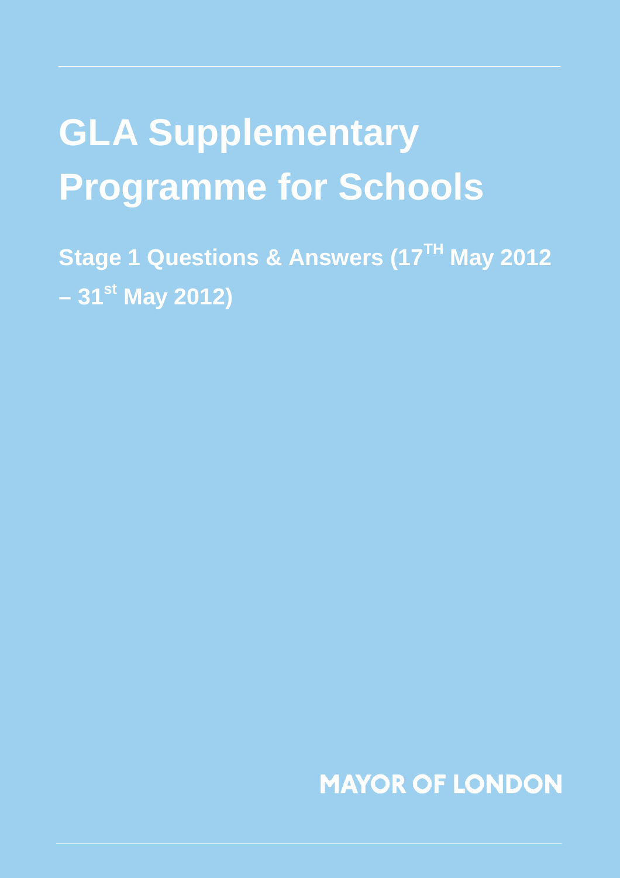# GLA Supplementary Programme for Schools

## Stage 1 Questions & Answers (17TH May 2012 – 31st May 2012)

MAYOR OF LONDON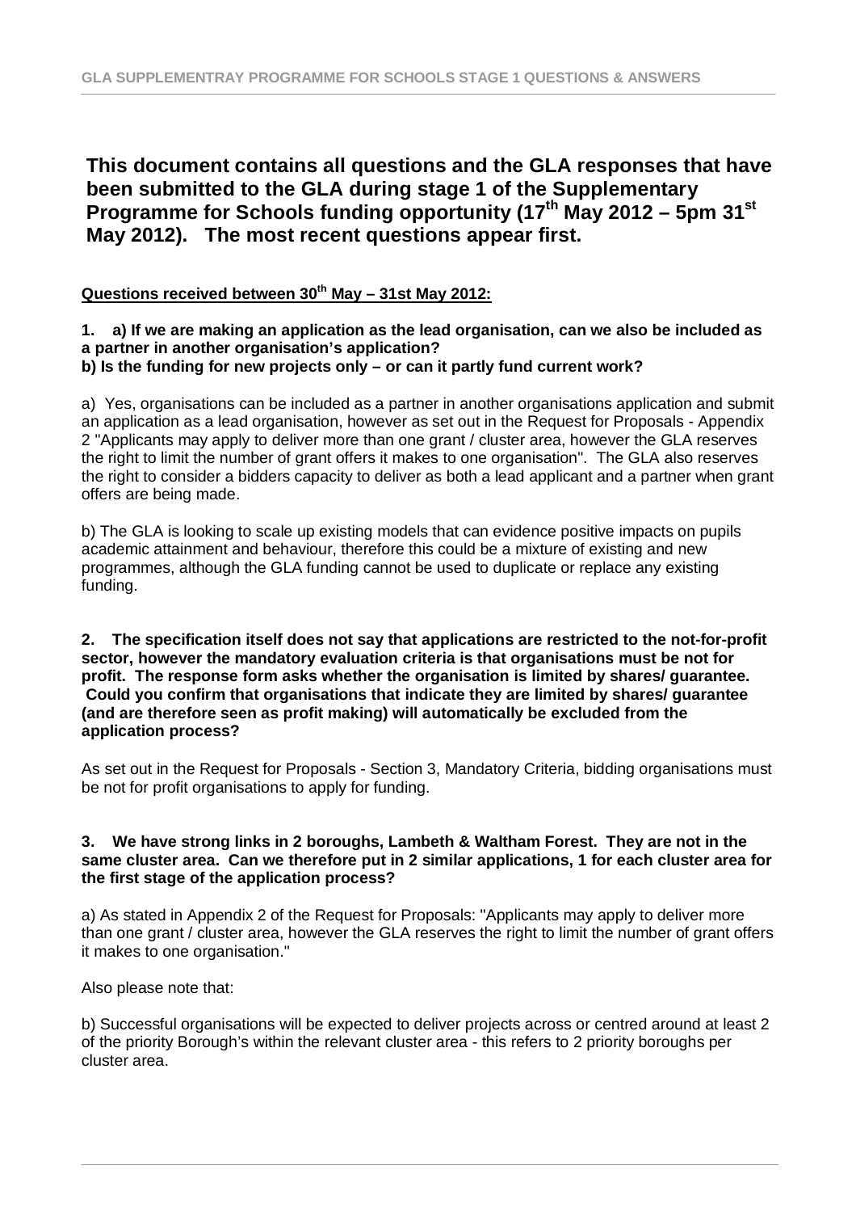**This document contains all questions and the GLA responses that have been submitted to the GLA during stage 1 of the Supplementary Programme for Schools funding opportunity (17th May 2012 – 5pm 31st May 2012). The most recent questions appear first.**

**Questions received between 30th May – 31st May 2012:**

**1. a) If we are making an application as the lead organisation, can we also be included as a partner in another organisation's application?**
**b) Is the funding for new projects only – or can it partly fund current work?**

a) Yes, organisations can be included as a partner in another organisations application and submit an application as a lead organisation, however as set out in the Request for Proposals - Appendix 2 "Applicants may apply to deliver more than one grant / cluster area, however the GLA reserves the right to limit the number of grant offers it makes to one organisation". The GLA also reserves the right to consider a bidders capacity to deliver as both a lead applicant and a partner when grant offers are being made.

b) The GLA is looking to scale up existing models that can evidence positive impacts on pupils academic attainment and behaviour, therefore this could be a mixture of existing and new programmes, although the GLA funding cannot be used to duplicate or replace any existing funding.

**2. The specification itself does not say that applications are restricted to the not-for-profit sector, however the mandatory evaluation criteria is that organisations must be not for profit. The response form asks whether the organisation is limited by shares/ guarantee. Could you confirm that organisations that indicate they are limited by shares/ guarantee (and are therefore seen as profit making) will automatically be excluded from the application process?**

As set out in the Request for Proposals - Section 3, Mandatory Criteria, bidding organisations must be not for profit organisations to apply for funding.

**3. We have strong links in 2 boroughs, Lambeth & Waltham Forest. They are not in the same cluster area. Can we therefore put in 2 similar applications, 1 for each cluster area for the first stage of the application process?**

a) As stated in Appendix 2 of the Request for Proposals: "Applicants may apply to deliver more than one grant / cluster area, however the GLA reserves the right to limit the number of grant offers it makes to one organisation."

Also please note that:

b) Successful organisations will be expected to deliver projects across or centred around at least 2 of the priority Borough's within the relevant cluster area - this refers to 2 priority boroughs per cluster area.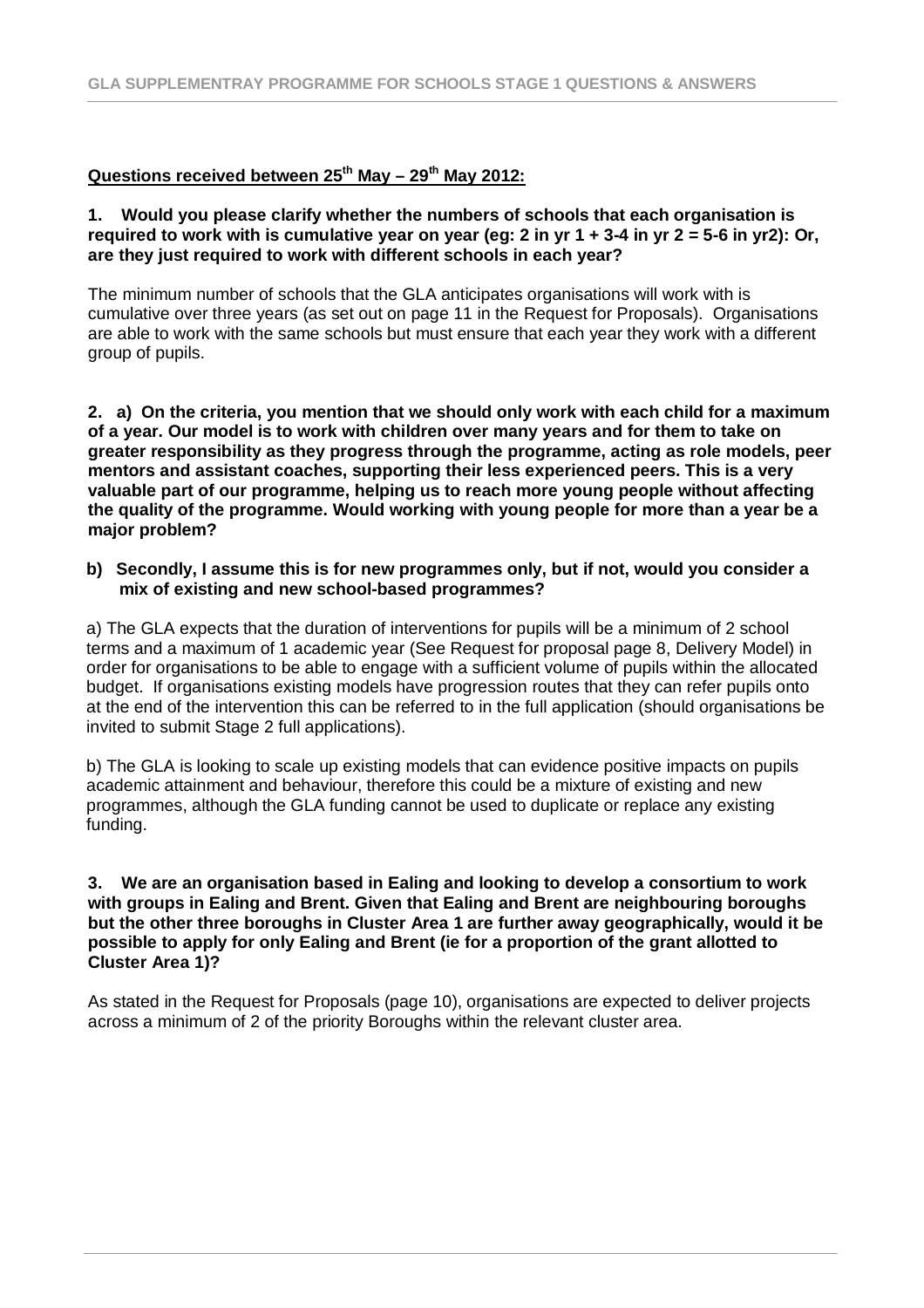**Questions received between 25th May – 29th May 2012:**

**1. Would you please clarify whether the numbers of schools that each organisation is required to work with is cumulative year on year (eg: 2 in yr 1 + 3-4 in yr 2 = 5-6 in yr2): Or, are they just required to work with different schools in each year?**

The minimum number of schools that the GLA anticipates organisations will work with is cumulative over three years (as set out on page 11 in the Request for Proposals). Organisations are able to work with the same schools but must ensure that each year they work with a different group of pupils.

**2. a) On the criteria, you mention that we should only work with each child for a maximum of a year. Our model is to work with children over many years and for them to take on greater responsibility as they progress through the programme, acting as role models, peer mentors and assistant coaches, supporting their less experienced peers. This is a very valuable part of our programme, helping us to reach more young people without affecting the quality of the programme. Would working with young people for more than a year be a major problem?**

**b) Secondly, I assume this is for new programmes only, but if not, would you consider a mix of existing and new school-based programmes?**

a) The GLA expects that the duration of interventions for pupils will be a minimum of 2 school terms and a maximum of 1 academic year (See Request for proposal page 8, Delivery Model) in order for organisations to be able to engage with a sufficient volume of pupils within the allocated budget. If organisations existing models have progression routes that they can refer pupils onto at the end of the intervention this can be referred to in the full application (should organisations be invited to submit Stage 2 full applications).

b) The GLA is looking to scale up existing models that can evidence positive impacts on pupils academic attainment and behaviour, therefore this could be a mixture of existing and new programmes, although the GLA funding cannot be used to duplicate or replace any existing funding.

**3. We are an organisation based in Ealing and looking to develop a consortium to work with groups in Ealing and Brent. Given that Ealing and Brent are neighbouring boroughs but the other three boroughs in Cluster Area 1 are further away geographically, would it be possible to apply for only Ealing and Brent (ie for a proportion of the grant allotted to Cluster Area 1)?**

As stated in the Request for Proposals (page 10), organisations are expected to deliver projects across a minimum of 2 of the priority Boroughs within the relevant cluster area.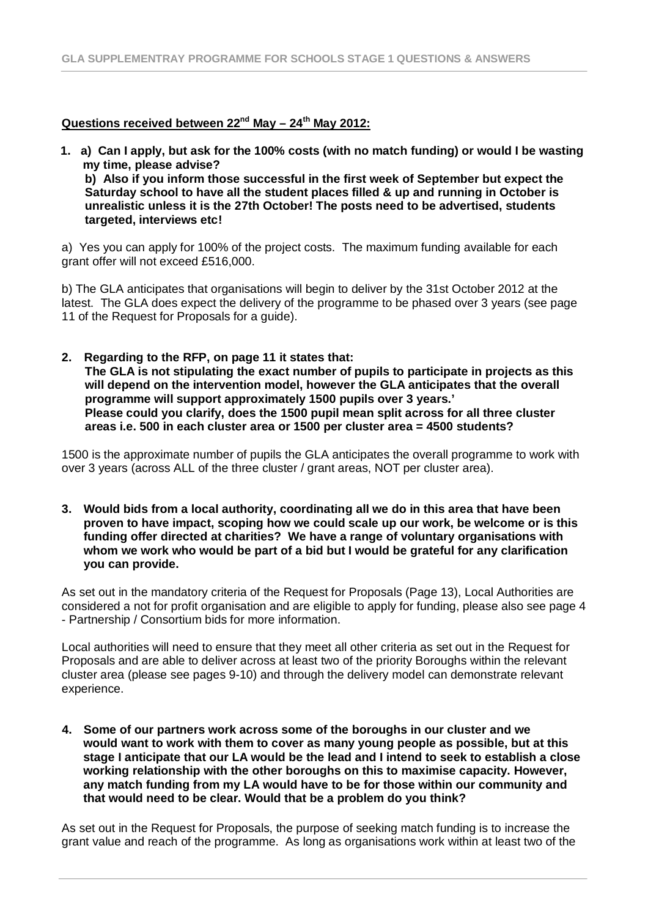## Questions received between 22nd May – 24th May 2012:

1. **a) Can I apply, but ask for the 100% costs (with no match funding) or would I be wasting my time, please advise?**

   **b) Also if you inform those successful in the first week of September but expect the Saturday school to have all the student places filled & up and running in October is unrealistic unless it is the 27th October! The posts need to be advertised, students targeted, interviews etc!**

a) Yes you can apply for 100% of the project costs. The maximum funding available for each grant offer will not exceed £516,000.

b) The GLA anticipates that organisations will begin to deliver by the 31st October 2012 at the latest. The GLA does expect the delivery of the programme to be phased over 3 years (see page 11 of the Request for Proposals for a guide).

2. **Regarding to the RFP, on page 11 it states that:**
   **The GLA is not stipulating the exact number of pupils to participate in projects as this will depend on the intervention model, however the GLA anticipates that the overall programme will support approximately 1500 pupils over 3 years.'**
   **Please could you clarify, does the 1500 pupil mean split across for all three cluster areas i.e. 500 in each cluster area or 1500 per cluster area = 4500 students?**

1500 is the approximate number of pupils the GLA anticipates the overall programme to work with over 3 years (across ALL of the three cluster / grant areas, NOT per cluster area).

3. **Would bids from a local authority, coordinating all we do in this area that have been proven to have impact, scoping how we could scale up our work, be welcome or is this funding offer directed at charities? We have a range of voluntary organisations with whom we work who would be part of a bid but I would be grateful for any clarification you can provide.**

As set out in the mandatory criteria of the Request for Proposals (Page 13), Local Authorities are considered a not for profit organisation and are eligible to apply for funding, please also see page 4 - Partnership / Consortium bids for more information.

Local authorities will need to ensure that they meet all other criteria as set out in the Request for Proposals and are able to deliver across at least two of the priority Boroughs within the relevant cluster area (please see pages 9-10) and through the delivery model can demonstrate relevant experience.

4. **Some of our partners work across some of the boroughs in our cluster and we would want to work with them to cover as many young people as possible, but at this stage I anticipate that our LA would be the lead and I intend to seek to establish a close working relationship with the other boroughs on this to maximise capacity. However, any match funding from my LA would have to be for those within our community and that would need to be clear. Would that be a problem do you think?**

As set out in the Request for Proposals, the purpose of seeking match funding is to increase the grant value and reach of the programme. As long as organisations work within at least two of the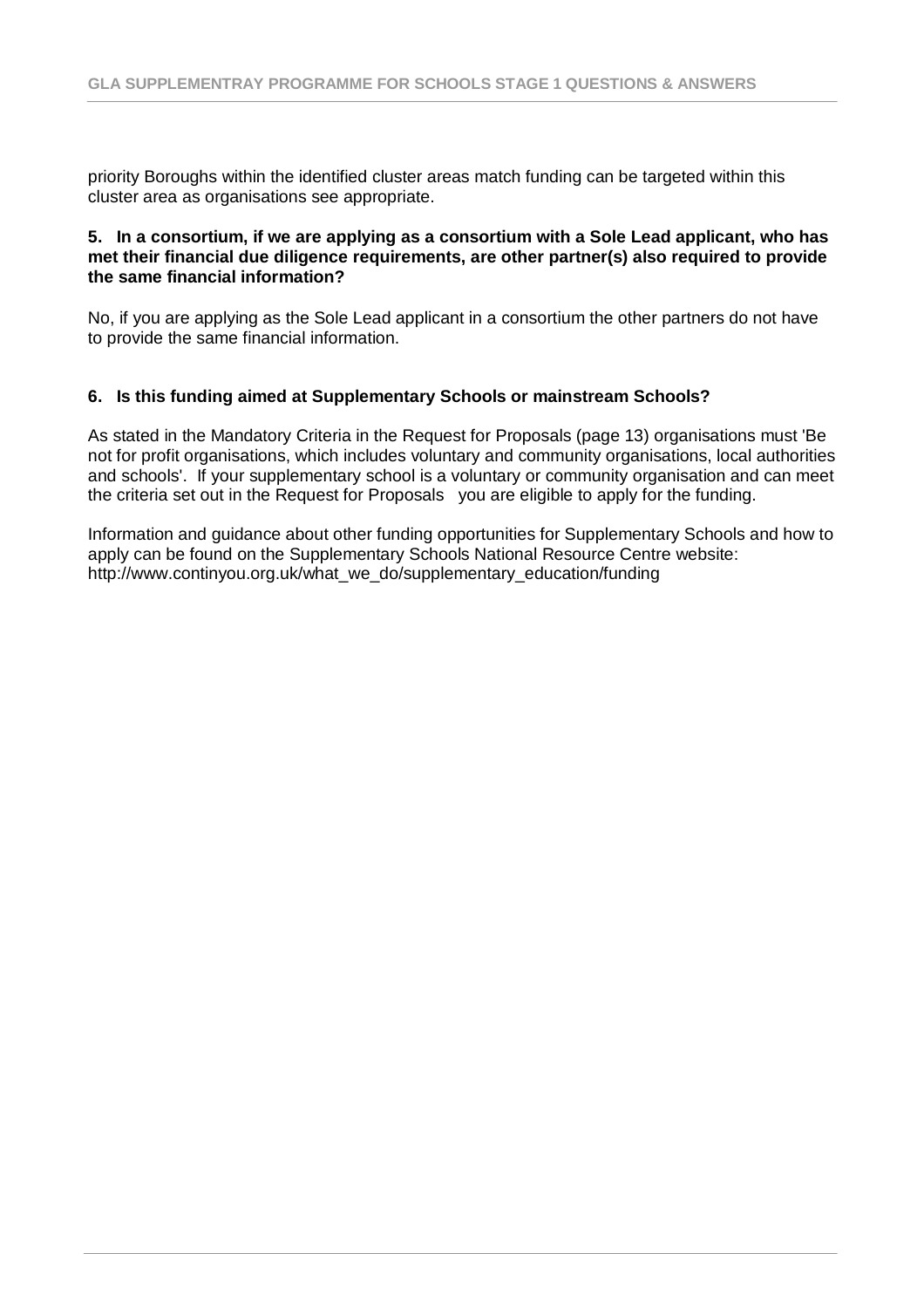priority Boroughs within the identified cluster areas match funding can be targeted within this cluster area as organisations see appropriate.

**5. In a consortium, if we are applying as a consortium with a Sole Lead applicant, who has met their financial due diligence requirements, are other partner(s) also required to provide the same financial information?**

No, if you are applying as the Sole Lead applicant in a consortium the other partners do not have to provide the same financial information.

**6. Is this funding aimed at Supplementary Schools or mainstream Schools?**

As stated in the Mandatory Criteria in the Request for Proposals (page 13) organisations must 'Be not for profit organisations, which includes voluntary and community organisations, local authorities and schools'. If your supplementary school is a voluntary or community organisation and can meet the criteria set out in the Request for Proposals you are eligible to apply for the funding.

Information and guidance about other funding opportunities for Supplementary Schools and how to apply can be found on the Supplementary Schools National Resource Centre website: http://www.continyou.org.uk/what_we_do/supplementary_education/funding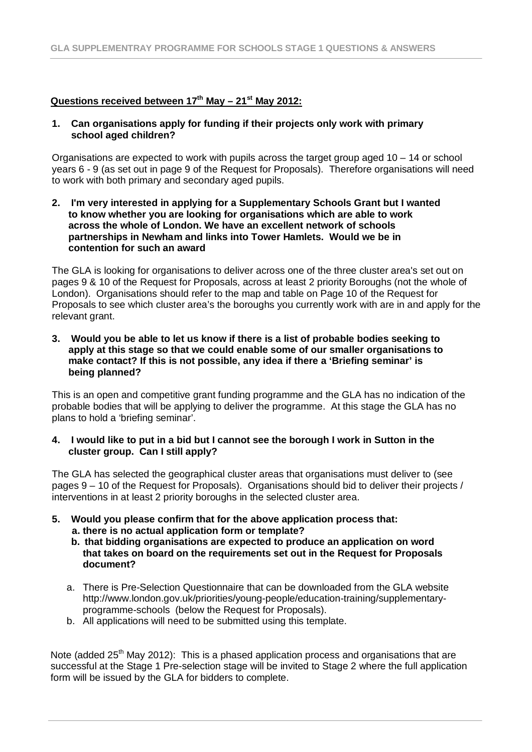**Questions received between 17th May – 21st May 2012:**

**1. Can organisations apply for funding if their projects only work with primary school aged children?**

Organisations are expected to work with pupils across the target group aged 10 – 14 or school years 6 - 9 (as set out in page 9 of the Request for Proposals). Therefore organisations will need to work with both primary and secondary aged pupils.

**2. I'm very interested in applying for a Supplementary Schools Grant but I wanted to know whether you are looking for organisations which are able to work across the whole of London. We have an excellent network of schools partnerships in Newham and links into Tower Hamlets. Would we be in contention for such an award**

The GLA is looking for organisations to deliver across one of the three cluster area's set out on pages 9 & 10 of the Request for Proposals, across at least 2 priority Boroughs (not the whole of London). Organisations should refer to the map and table on Page 10 of the Request for Proposals to see which cluster area's the boroughs you currently work with are in and apply for the relevant grant.

**3. Would you be able to let us know if there is a list of probable bodies seeking to apply at this stage so that we could enable some of our smaller organisations to make contact? If this is not possible, any idea if there a 'Briefing seminar' is being planned?**

This is an open and competitive grant funding programme and the GLA has no indication of the probable bodies that will be applying to deliver the programme. At this stage the GLA has no plans to hold a 'briefing seminar'.

**4. I would like to put in a bid but I cannot see the borough I work in Sutton in the cluster group. Can I still apply?**

The GLA has selected the geographical cluster areas that organisations must deliver to (see pages 9 – 10 of the Request for Proposals). Organisations should bid to deliver their projects / interventions in at least 2 priority boroughs in the selected cluster area.

**5. Would you please confirm that for the above application process that:**
   **a. there is no actual application form or template?**
   **b. that bidding organisations are expected to produce an application on word that takes on board on the requirements set out in the Request for Proposals document?**

a. There is Pre-Selection Questionnaire that can be downloaded from the GLA website http://www.london.gov.uk/priorities/young-people/education-training/supplementary-programme-schools (below the Request for Proposals).
b. All applications will need to be submitted using this template.

Note (added 25th May 2012): This is a phased application process and organisations that are successful at the Stage 1 Pre-selection stage will be invited to Stage 2 where the full application form will be issued by the GLA for bidders to complete.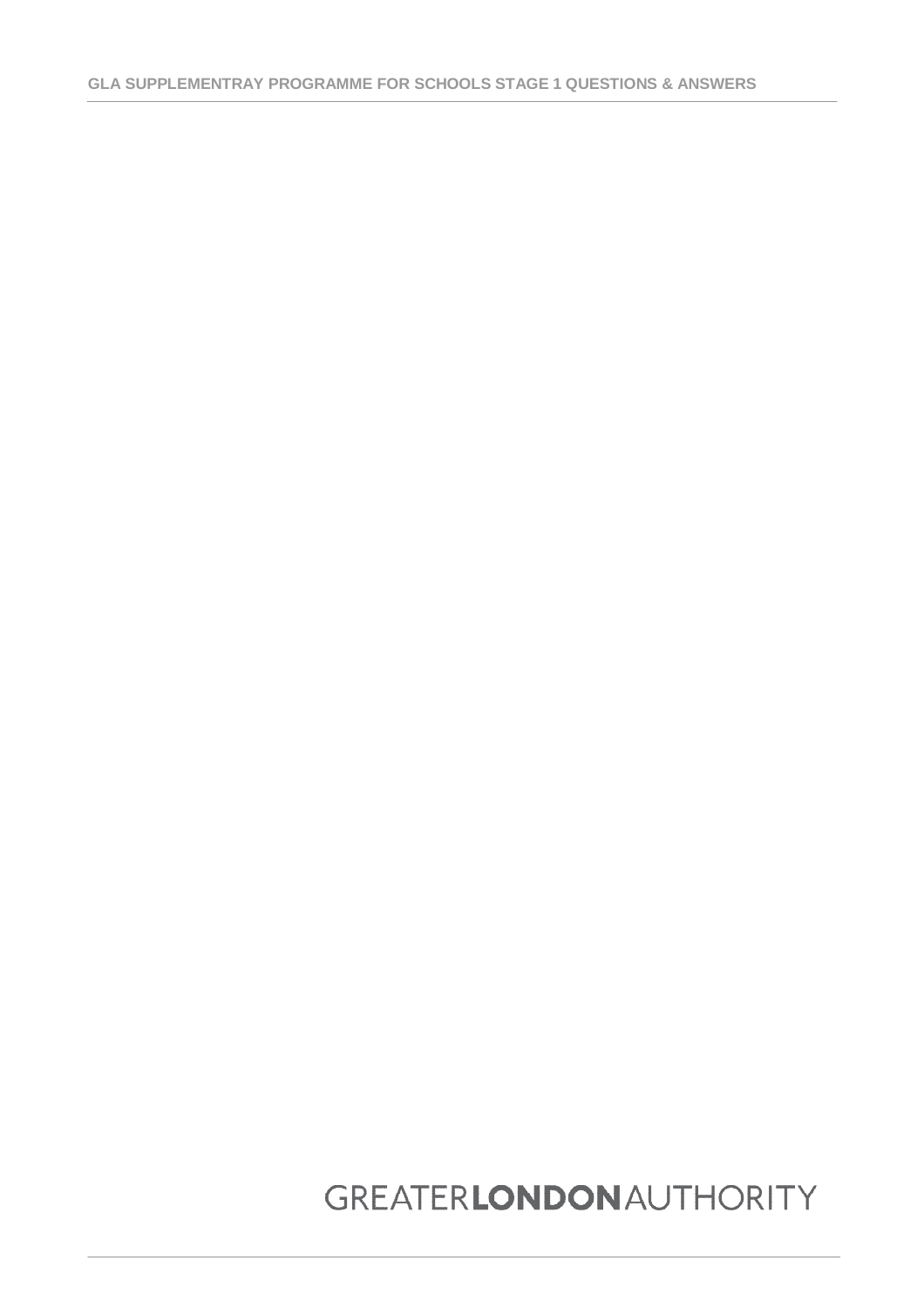GREATER**LONDON**AUTHORITY